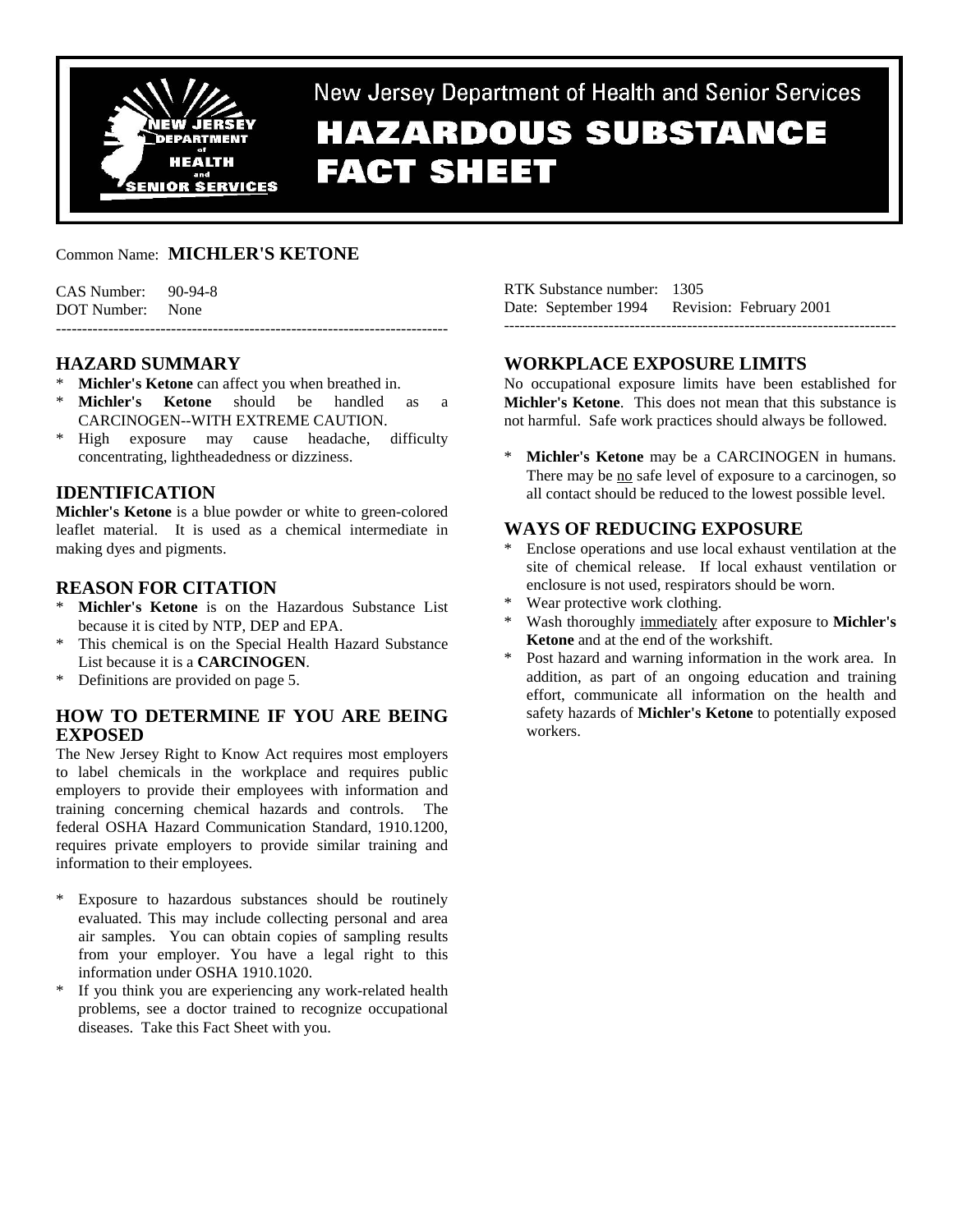New Jersey Department of Health and Senior Services

# HAZARDOUS SUBSTANCE FACT SHEET

Common Name: **MICHLER'S KETONE**

CAS Number: 90-94-8
DOT Number: None

RTK Substance number: 1305
Date: September 1994 Revision: February 2001

---

## HAZARD SUMMARY

* **Michler's Ketone** can affect you when breathed in.
* **Michler's Ketone** should be handled as a CARCINOGEN--WITH EXTREME CAUTION.
* High exposure may cause headache, difficulty concentrating, lightheadedness or dizziness.

## IDENTIFICATION

**Michler's Ketone** is a blue powder or white to green-colored leaflet material. It is used as a chemical intermediate in making dyes and pigments.

## REASON FOR CITATION

* **Michler's Ketone** is on the Hazardous Substance List because it is cited by NTP, DEP and EPA.
* This chemical is on the Special Health Hazard Substance List because it is a **CARCINOGEN**.
* Definitions are provided on page 5.

## HOW TO DETERMINE IF YOU ARE BEING EXPOSED

The New Jersey Right to Know Act requires most employers to label chemicals in the workplace and requires public employers to provide their employees with information and training concerning chemical hazards and controls. The federal OSHA Hazard Communication Standard, 1910.1200, requires private employers to provide similar training and information to their employees.

* Exposure to hazardous substances should be routinely evaluated. This may include collecting personal and area air samples. You can obtain copies of sampling results from your employer. You have a legal right to this information under OSHA 1910.1020.
* If you think you are experiencing any work-related health problems, see a doctor trained to recognize occupational diseases. Take this Fact Sheet with you.

## WORKPLACE EXPOSURE LIMITS

No occupational exposure limits have been established for **Michler's Ketone**. This does not mean that this substance is not harmful. Safe work practices should always be followed.

* **Michler's Ketone** may be a CARCINOGEN in humans. There may be no safe level of exposure to a carcinogen, so all contact should be reduced to the lowest possible level.

## WAYS OF REDUCING EXPOSURE

* Enclose operations and use local exhaust ventilation at the site of chemical release. If local exhaust ventilation or enclosure is not used, respirators should be worn.
* Wear protective work clothing.
* Wash thoroughly immediately after exposure to **Michler's Ketone** and at the end of the workshift.
* Post hazard and warning information in the work area. In addition, as part of an ongoing education and training effort, communicate all information on the health and safety hazards of **Michler's Ketone** to potentially exposed workers.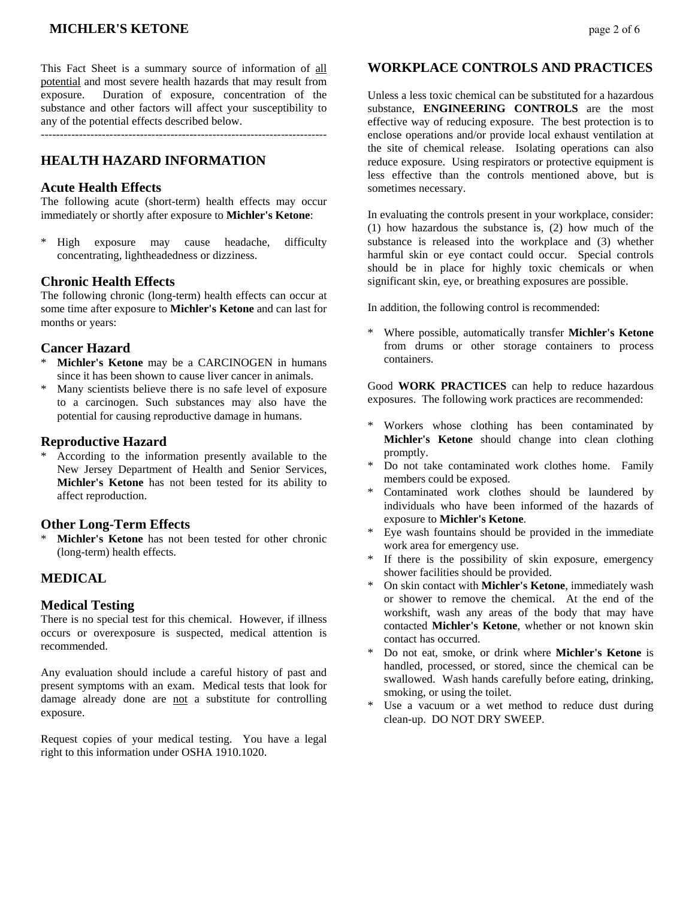This Fact Sheet is a summary source of information of all potential and most severe health hazards that may result from exposure. Duration of exposure, concentration of the substance and other factors will affect your susceptibility to any of the potential effects described below.

---

## HEALTH HAZARD INFORMATION

### Acute Health Effects

The following acute (short-term) health effects may occur immediately or shortly after exposure to **Michler's Ketone**:

* High exposure may cause headache, difficulty concentrating, lightheadedness or dizziness.

### Chronic Health Effects

The following chronic (long-term) health effects can occur at some time after exposure to **Michler's Ketone** and can last for months or years:

### Cancer Hazard

* **Michler's Ketone** may be a CARCINOGEN in humans since it has been shown to cause liver cancer in animals.
* Many scientists believe there is no safe level of exposure to a carcinogen. Such substances may also have the potential for causing reproductive damage in humans.

### Reproductive Hazard

* According to the information presently available to the New Jersey Department of Health and Senior Services, **Michler's Ketone** has not been tested for its ability to affect reproduction.

### Other Long-Term Effects

* **Michler's Ketone** has not been tested for other chronic (long-term) health effects.

## MEDICAL

### Medical Testing

There is no special test for this chemical. However, if illness occurs or overexposure is suspected, medical attention is recommended.

Any evaluation should include a careful history of past and present symptoms with an exam. Medical tests that look for damage already done are not a substitute for controlling exposure.

Request copies of your medical testing. You have a legal right to this information under OSHA 1910.1020.

## WORKPLACE CONTROLS AND PRACTICES

Unless a less toxic chemical can be substituted for a hazardous substance, **ENGINEERING CONTROLS** are the most effective way of reducing exposure. The best protection is to enclose operations and/or provide local exhaust ventilation at the site of chemical release. Isolating operations can also reduce exposure. Using respirators or protective equipment is less effective than the controls mentioned above, but is sometimes necessary.

In evaluating the controls present in your workplace, consider: (1) how hazardous the substance is, (2) how much of the substance is released into the workplace and (3) whether harmful skin or eye contact could occur. Special controls should be in place for highly toxic chemicals or when significant skin, eye, or breathing exposures are possible.

In addition, the following control is recommended:

* Where possible, automatically transfer **Michler's Ketone** from drums or other storage containers to process containers.

Good **WORK PRACTICES** can help to reduce hazardous exposures. The following work practices are recommended:

* Workers whose clothing has been contaminated by **Michler's Ketone** should change into clean clothing promptly.
* Do not take contaminated work clothes home. Family members could be exposed.
* Contaminated work clothes should be laundered by individuals who have been informed of the hazards of exposure to **Michler's Ketone**.
* Eye wash fountains should be provided in the immediate work area for emergency use.
* If there is the possibility of skin exposure, emergency shower facilities should be provided.
* On skin contact with **Michler's Ketone**, immediately wash or shower to remove the chemical. At the end of the workshift, wash any areas of the body that may have contacted **Michler's Ketone**, whether or not known skin contact has occurred.
* Do not eat, smoke, or drink where **Michler's Ketone** is handled, processed, or stored, since the chemical can be swallowed. Wash hands carefully before eating, drinking, smoking, or using the toilet.
* Use a vacuum or a wet method to reduce dust during clean-up. DO NOT DRY SWEEP.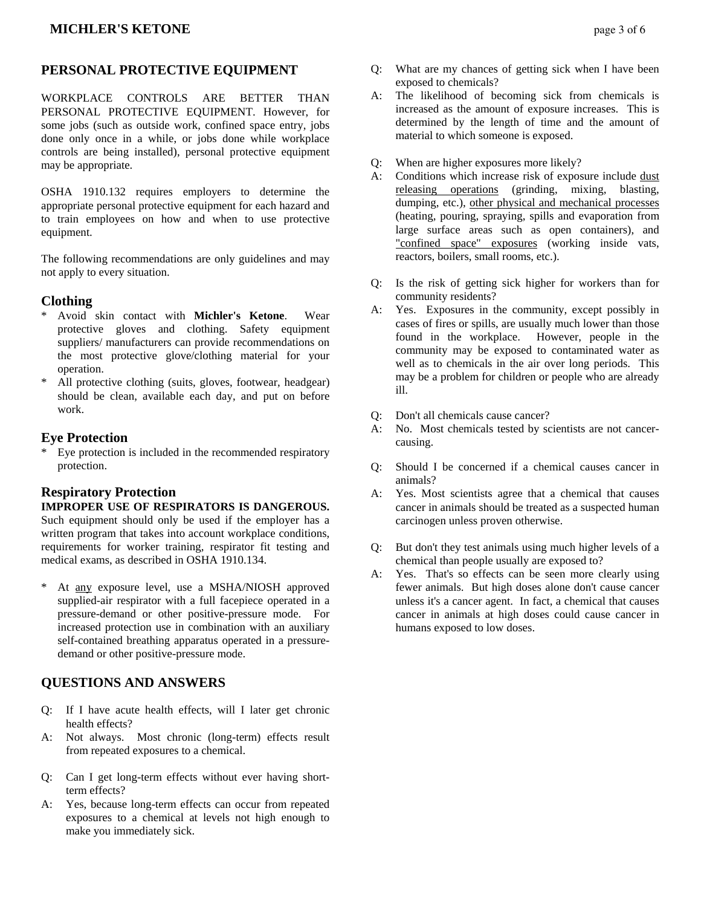## PERSONAL PROTECTIVE EQUIPMENT

WORKPLACE CONTROLS ARE BETTER THAN PERSONAL PROTECTIVE EQUIPMENT. However, for some jobs (such as outside work, confined space entry, jobs done only once in a while, or jobs done while workplace controls are being installed), personal protective equipment may be appropriate.

OSHA 1910.132 requires employers to determine the appropriate personal protective equipment for each hazard and to train employees on how and when to use protective equipment.

The following recommendations are only guidelines and may not apply to every situation.

### Clothing

* Avoid skin contact with **Michler's Ketone**. Wear protective gloves and clothing. Safety equipment suppliers/ manufacturers can provide recommendations on the most protective glove/clothing material for your operation.
* All protective clothing (suits, gloves, footwear, headgear) should be clean, available each day, and put on before work.

### Eye Protection

* Eye protection is included in the recommended respiratory protection.

### Respiratory Protection

**IMPROPER USE OF RESPIRATORS IS DANGEROUS.** Such equipment should only be used if the employer has a written program that takes into account workplace conditions, requirements for worker training, respirator fit testing and medical exams, as described in OSHA 1910.134.

* At <u>any</u> exposure level, use a MSHA/NIOSH approved supplied-air respirator with a full facepiece operated in a pressure-demand or other positive-pressure mode. For increased protection use in combination with an auxiliary self-contained breathing apparatus operated in a pressure-demand or other positive-pressure mode.

## QUESTIONS AND ANSWERS

Q: If I have acute health effects, will I later get chronic health effects?
A: Not always. Most chronic (long-term) effects result from repeated exposures to a chemical.

Q: Can I get long-term effects without ever having short-term effects?
A: Yes, because long-term effects can occur from repeated exposures to a chemical at levels not high enough to make you immediately sick.

Q: What are my chances of getting sick when I have been exposed to chemicals?
A: The likelihood of becoming sick from chemicals is increased as the amount of exposure increases. This is determined by the length of time and the amount of material to which someone is exposed.

Q: When are higher exposures more likely?
A: Conditions which increase risk of exposure include <u>dust releasing operations</u> (grinding, mixing, blasting, dumping, etc.), <u>other physical and mechanical processes</u> (heating, pouring, spraying, spills and evaporation from large surface areas such as open containers), and <u>"confined space" exposures</u> (working inside vats, reactors, boilers, small rooms, etc.).

Q: Is the risk of getting sick higher for workers than for community residents?
A: Yes. Exposures in the community, except possibly in cases of fires or spills, are usually much lower than those found in the workplace. However, people in the community may be exposed to contaminated water as well as to chemicals in the air over long periods. This may be a problem for children or people who are already ill.

Q: Don't all chemicals cause cancer?
A: No. Most chemicals tested by scientists are not cancer-causing.

Q: Should I be concerned if a chemical causes cancer in animals?
A: Yes. Most scientists agree that a chemical that causes cancer in animals should be treated as a suspected human carcinogen unless proven otherwise.

Q: But don't they test animals using much higher levels of a chemical than people usually are exposed to?
A: Yes. That's so effects can be seen more clearly using fewer animals. But high doses alone don't cause cancer unless it's a cancer agent. In fact, a chemical that causes cancer in animals at high doses could cause cancer in humans exposed to low doses.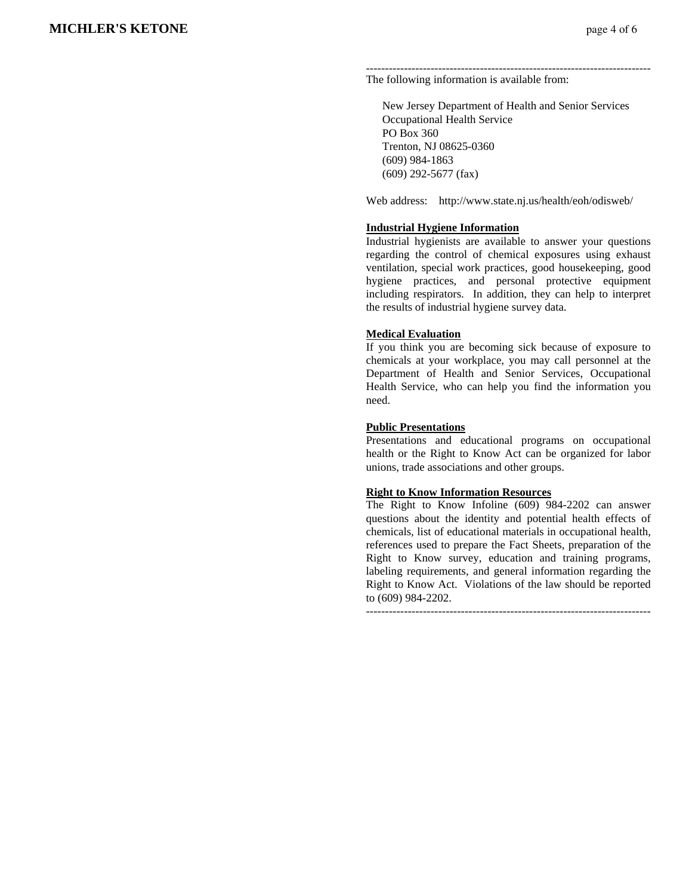---------------------------------------------------------------------------

The following information is available from:

New Jersey Department of Health and Senior Services
Occupational Health Service
PO Box 360
Trenton, NJ 08625-0360
(609) 984-1863
(609) 292-5677 (fax)

Web address: http://www.state.nj.us/health/eoh/odisweb/

**Industrial Hygiene Information**

Industrial hygienists are available to answer your questions regarding the control of chemical exposures using exhaust ventilation, special work practices, good housekeeping, good hygiene practices, and personal protective equipment including respirators. In addition, they can help to interpret the results of industrial hygiene survey data.

**Medical Evaluation**

If you think you are becoming sick because of exposure to chemicals at your workplace, you may call personnel at the Department of Health and Senior Services, Occupational Health Service, who can help you find the information you need.

**Public Presentations**

Presentations and educational programs on occupational health or the Right to Know Act can be organized for labor unions, trade associations and other groups.

**Right to Know Information Resources**

The Right to Know Infoline (609) 984-2202 can answer questions about the identity and potential health effects of chemicals, list of educational materials in occupational health, references used to prepare the Fact Sheets, preparation of the Right to Know survey, education and training programs, labeling requirements, and general information regarding the Right to Know Act. Violations of the law should be reported to (609) 984-2202.

---------------------------------------------------------------------------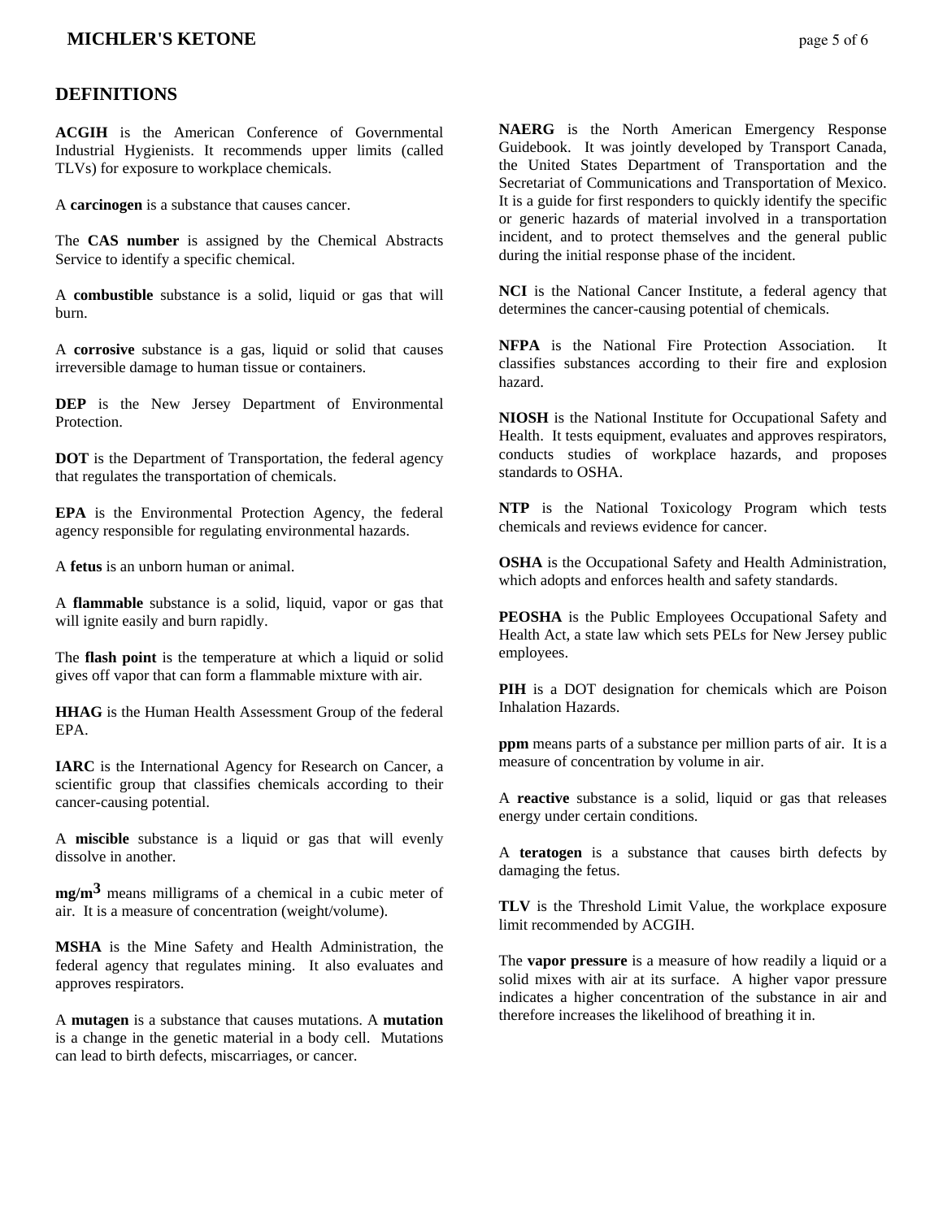## DEFINITIONS

**ACGIH** is the American Conference of Governmental Industrial Hygienists. It recommends upper limits (called TLVs) for exposure to workplace chemicals.

A **carcinogen** is a substance that causes cancer.

The **CAS number** is assigned by the Chemical Abstracts Service to identify a specific chemical.

A **combustible** substance is a solid, liquid or gas that will burn.

A **corrosive** substance is a gas, liquid or solid that causes irreversible damage to human tissue or containers.

**DEP** is the New Jersey Department of Environmental Protection.

**DOT** is the Department of Transportation, the federal agency that regulates the transportation of chemicals.

**EPA** is the Environmental Protection Agency, the federal agency responsible for regulating environmental hazards.

A **fetus** is an unborn human or animal.

A **flammable** substance is a solid, liquid, vapor or gas that will ignite easily and burn rapidly.

The **flash point** is the temperature at which a liquid or solid gives off vapor that can form a flammable mixture with air.

**HHAG** is the Human Health Assessment Group of the federal EPA.

**IARC** is the International Agency for Research on Cancer, a scientific group that classifies chemicals according to their cancer-causing potential.

A **miscible** substance is a liquid or gas that will evenly dissolve in another.

**mg/m$^3$** means milligrams of a chemical in a cubic meter of air. It is a measure of concentration (weight/volume).

**MSHA** is the Mine Safety and Health Administration, the federal agency that regulates mining. It also evaluates and approves respirators.

A **mutagen** is a substance that causes mutations. A **mutation** is a change in the genetic material in a body cell. Mutations can lead to birth defects, miscarriages, or cancer.

**NAERG** is the North American Emergency Response Guidebook. It was jointly developed by Transport Canada, the United States Department of Transportation and the Secretariat of Communications and Transportation of Mexico. It is a guide for first responders to quickly identify the specific or generic hazards of material involved in a transportation incident, and to protect themselves and the general public during the initial response phase of the incident.

**NCI** is the National Cancer Institute, a federal agency that determines the cancer-causing potential of chemicals.

**NFPA** is the National Fire Protection Association. It classifies substances according to their fire and explosion hazard.

**NIOSH** is the National Institute for Occupational Safety and Health. It tests equipment, evaluates and approves respirators, conducts studies of workplace hazards, and proposes standards to OSHA.

**NTP** is the National Toxicology Program which tests chemicals and reviews evidence for cancer.

**OSHA** is the Occupational Safety and Health Administration, which adopts and enforces health and safety standards.

**PEOSHA** is the Public Employees Occupational Safety and Health Act, a state law which sets PELs for New Jersey public employees.

**PIH** is a DOT designation for chemicals which are Poison Inhalation Hazards.

**ppm** means parts of a substance per million parts of air. It is a measure of concentration by volume in air.

A **reactive** substance is a solid, liquid or gas that releases energy under certain conditions.

A **teratogen** is a substance that causes birth defects by damaging the fetus.

**TLV** is the Threshold Limit Value, the workplace exposure limit recommended by ACGIH.

The **vapor pressure** is a measure of how readily a liquid or a solid mixes with air at its surface. A higher vapor pressure indicates a higher concentration of the substance in air and therefore increases the likelihood of breathing it in.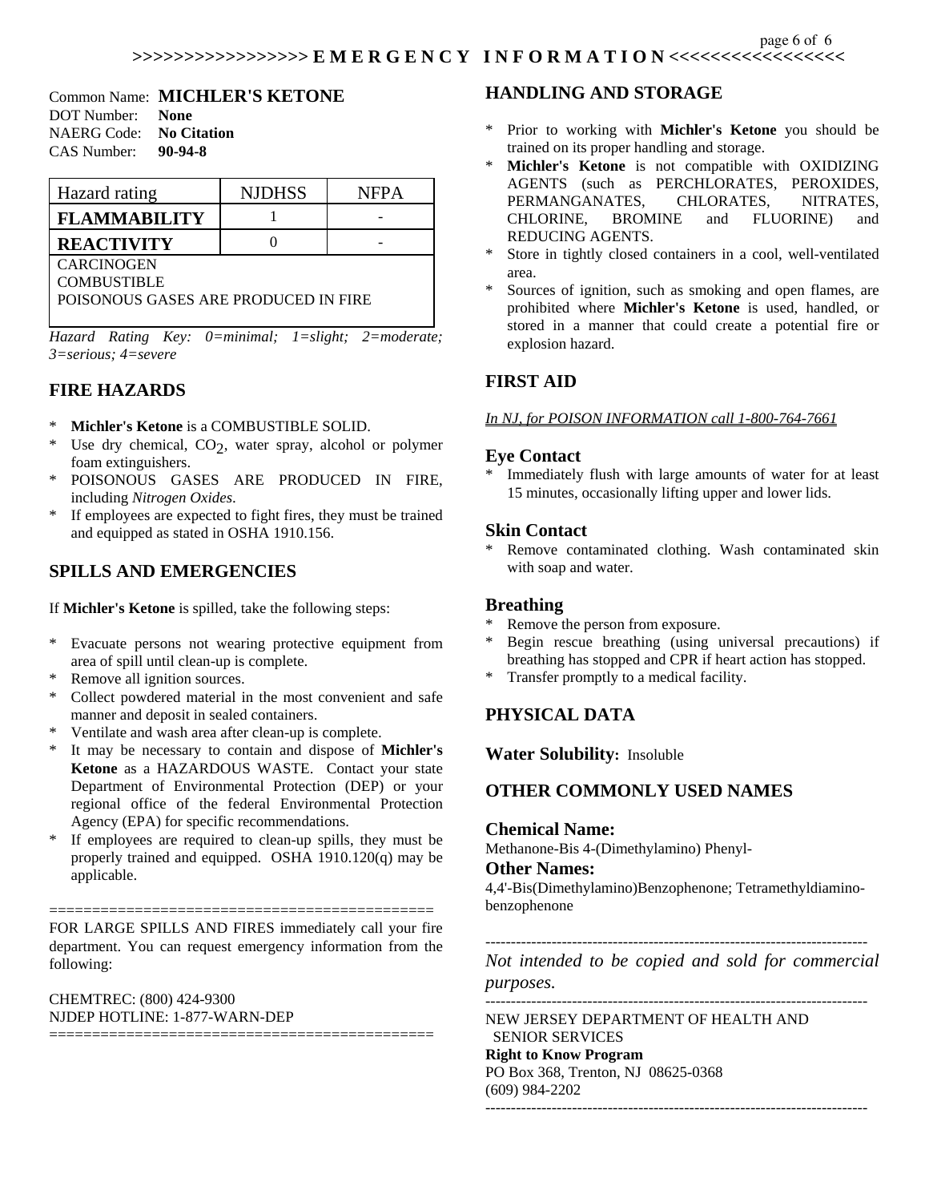# >>>>>>>>>>>>>>>>> EMERGENCY INFORMATION <<<<<<<<<<<<<<<<<

Common Name: **MICHLER'S KETONE**
DOT Number: **None**
NAERG Code: **No Citation**
CAS Number: **90-94-8**

| Hazard rating | NJDHSS | NFPA |
|---|---|---|
| **FLAMMABILITY** | 1 | - |
| **REACTIVITY** | 0 | - |
| CARCINOGEN<br>COMBUSTIBLE<br>POISONOUS GASES ARE PRODUCED IN FIRE | | |

*Hazard Rating Key: 0=minimal; 1=slight; 2=moderate; 3=serious; 4=severe*

## FIRE HAZARDS

* **Michler's Ketone** is a COMBUSTIBLE SOLID.
* Use dry chemical, $CO_2$, water spray, alcohol or polymer foam extinguishers.
* POISONOUS GASES ARE PRODUCED IN FIRE, including *Nitrogen Oxides*.
* If employees are expected to fight fires, they must be trained and equipped as stated in OSHA 1910.156.

## SPILLS AND EMERGENCIES

If **Michler's Ketone** is spilled, take the following steps:

* Evacuate persons not wearing protective equipment from area of spill until clean-up is complete.
* Remove all ignition sources.
* Collect powdered material in the most convenient and safe manner and deposit in sealed containers.
* Ventilate and wash area after clean-up is complete.
* It may be necessary to contain and dispose of **Michler's Ketone** as a HAZARDOUS WASTE. Contact your state Department of Environmental Protection (DEP) or your regional office of the federal Environmental Protection Agency (EPA) for specific recommendations.
* If employees are required to clean-up spills, they must be properly trained and equipped. OSHA 1910.120(q) may be applicable.

============================================

FOR LARGE SPILLS AND FIRES immediately call your fire department. You can request emergency information from the following:

CHEMTREC: (800) 424-9300
NJDEP HOTLINE: 1-877-WARN-DEP

============================================

## HANDLING AND STORAGE

* Prior to working with **Michler's Ketone** you should be trained on its proper handling and storage.
* **Michler's Ketone** is not compatible with OXIDIZING AGENTS (such as PERCHLORATES, PEROXIDES, PERMANGANATES, CHLORATES, NITRATES, CHLORINE, BROMINE and FLUORINE) and REDUCING AGENTS.
* Store in tightly closed containers in a cool, well-ventilated area.
* Sources of ignition, such as smoking and open flames, are prohibited where **Michler's Ketone** is used, handled, or stored in a manner that could create a potential fire or explosion hazard.

## FIRST AID

*In NJ, for POISON INFORMATION call 1-800-764-7661*

### Eye Contact

* Immediately flush with large amounts of water for at least 15 minutes, occasionally lifting upper and lower lids.

### Skin Contact

* Remove contaminated clothing. Wash contaminated skin with soap and water.

### Breathing

* Remove the person from exposure.
* Begin rescue breathing (using universal precautions) if breathing has stopped and CPR if heart action has stopped.
* Transfer promptly to a medical facility.

## PHYSICAL DATA

**Water Solubility:** Insoluble

## OTHER COMMONLY USED NAMES

### Chemical Name:

Methanone-Bis 4-(Dimethylamino) Phenyl-

### Other Names:

4,4'-Bis(Dimethylamino)Benzophenone; Tetramethyldiamino-benzophenone

---

*Not intended to be copied and sold for commercial purposes.*

---

NEW JERSEY DEPARTMENT OF HEALTH AND SENIOR SERVICES
**Right to Know Program**
PO Box 368, Trenton, NJ 08625-0368
(609) 984-2202

---